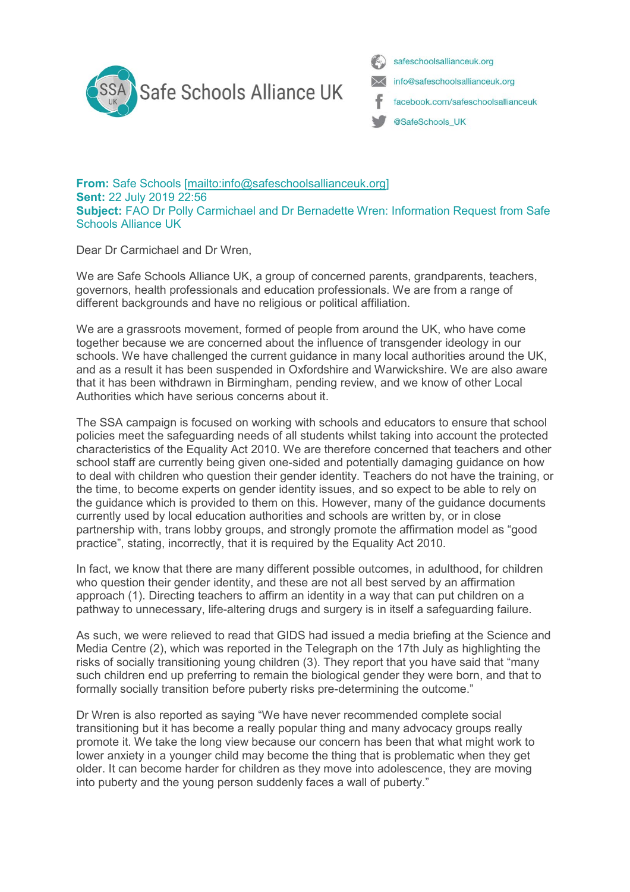Safe Schools Alliance UK

safeschoolsallianceuk.org
info@safeschoolsallianceuk.org
facebook.com/safeschoolsallianceuk
@SafeSchools_UK

**From:** Safe Schools [mailto:info@safeschoolsallianceuk.org]
**Sent:** 22 July 2019 22:56
**Subject:** FAO Dr Polly Carmichael and Dr Bernadette Wren: Information Request from Safe Schools Alliance UK

Dear Dr Carmichael and Dr Wren,

We are Safe Schools Alliance UK, a group of concerned parents, grandparents, teachers, governors, health professionals and education professionals. We are from a range of different backgrounds and have no religious or political affiliation.

We are a grassroots movement, formed of people from around the UK, who have come together because we are concerned about the influence of transgender ideology in our schools. We have challenged the current guidance in many local authorities around the UK, and as a result it has been suspended in Oxfordshire and Warwickshire. We are also aware that it has been withdrawn in Birmingham, pending review, and we know of other Local Authorities which have serious concerns about it.

The SSA campaign is focused on working with schools and educators to ensure that school policies meet the safeguarding needs of all students whilst taking into account the protected characteristics of the Equality Act 2010. We are therefore concerned that teachers and other school staff are currently being given one-sided and potentially damaging guidance on how to deal with children who question their gender identity. Teachers do not have the training, or the time, to become experts on gender identity issues, and so expect to be able to rely on the guidance which is provided to them on this. However, many of the guidance documents currently used by local education authorities and schools are written by, or in close partnership with, trans lobby groups, and strongly promote the affirmation model as "good practice", stating, incorrectly, that it is required by the Equality Act 2010.

In fact, we know that there are many different possible outcomes, in adulthood, for children who question their gender identity, and these are not all best served by an affirmation approach (1). Directing teachers to affirm an identity in a way that can put children on a pathway to unnecessary, life-altering drugs and surgery is in itself a safeguarding failure.

As such, we were relieved to read that GIDS had issued a media briefing at the Science and Media Centre (2), which was reported in the Telegraph on the 17th July as highlighting the risks of socially transitioning young children (3). They report that you have said that "many such children end up preferring to remain the biological gender they were born, and that to formally socially transition before puberty risks pre-determining the outcome."

Dr Wren is also reported as saying "We have never recommended complete social transitioning but it has become a really popular thing and many advocacy groups really promote it. We take the long view because our concern has been that what might work to lower anxiety in a younger child may become the thing that is problematic when they get older. It can become harder for children as they move into adolescence, they are moving into puberty and the young person suddenly faces a wall of puberty."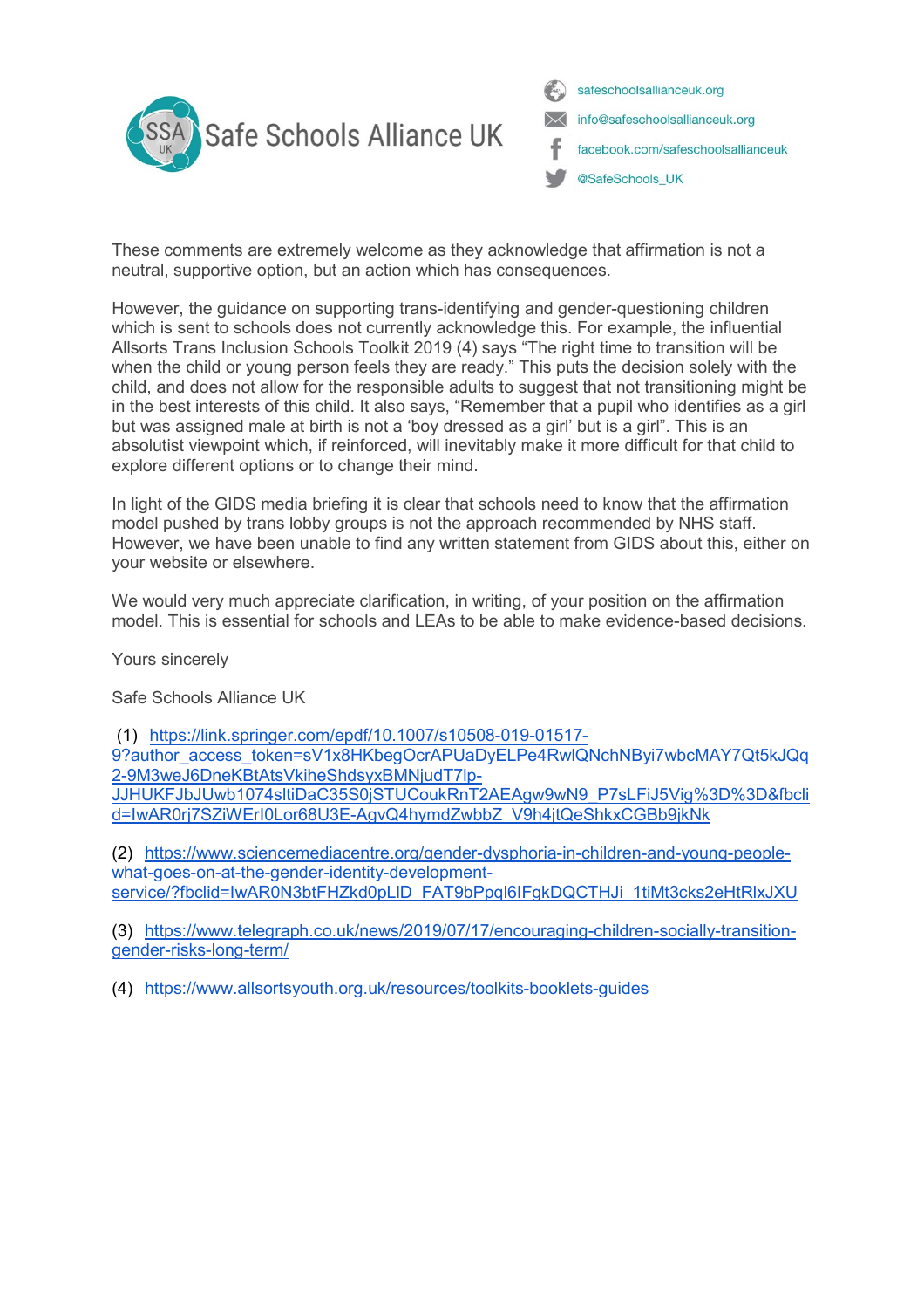Safe Schools Alliance UK

safeschoolsallianceuk.org
info@safeschoolsallianceuk.org
facebook.com/safeschoolsallianceuk
@SafeSchools_UK

These comments are extremely welcome as they acknowledge that affirmation is not a neutral, supportive option, but an action which has consequences.

However, the guidance on supporting trans-identifying and gender-questioning children which is sent to schools does not currently acknowledge this. For example, the influential Allsorts Trans Inclusion Schools Toolkit 2019 (4) says "The right time to transition will be when the child or young person feels they are ready." This puts the decision solely with the child, and does not allow for the responsible adults to suggest that not transitioning might be in the best interests of this child. It also says, "Remember that a pupil who identifies as a girl but was assigned male at birth is not a 'boy dressed as a girl' but is a girl". This is an absolutist viewpoint which, if reinforced, will inevitably make it more difficult for that child to explore different options or to change their mind.

In light of the GIDS media briefing it is clear that schools need to know that the affirmation model pushed by trans lobby groups is not the approach recommended by NHS staff. However, we have been unable to find any written statement from GIDS about this, either on your website or elsewhere.

We would very much appreciate clarification, in writing, of your position on the affirmation model. This is essential for schools and LEAs to be able to make evidence-based decisions.

Yours sincerely

Safe Schools Alliance UK

(1) https://link.springer.com/epdf/10.1007/s10508-019-01517-9?author_access_token=sV1x8HKbegOcrAPUaDyELPe4RwlQNchNByi7wbcMAY7Qt5kJQq2-9M3weJ6DneKBtAtsVkiheShdsyxBMNjudT7lp-JJHUKFJbJUwb1074sltiDaC35S0jSTUCoukRnT2AEAgw9wN9_P7sLFiJ5Vig%3D%3D&fbclid=IwAR0rj7SZiWErl0Lor68U3E-AgvQ4hymdZwbbZ_V9h4jtQeShkxCGBb9jkNk

(2) https://www.sciencemediacentre.org/gender-dysphoria-in-children-and-young-people-what-goes-on-at-the-gender-identity-development-service/?fbclid=IwAR0N3btFHZkd0pLlD_FAT9bPpql6IFgkDQCTHJi_1tiMt3cks2eHtRlxJXU

(3) https://www.telegraph.co.uk/news/2019/07/17/encouraging-children-socially-transition-gender-risks-long-term/

(4) https://www.allsortsyouth.org.uk/resources/toolkits-booklets-guides